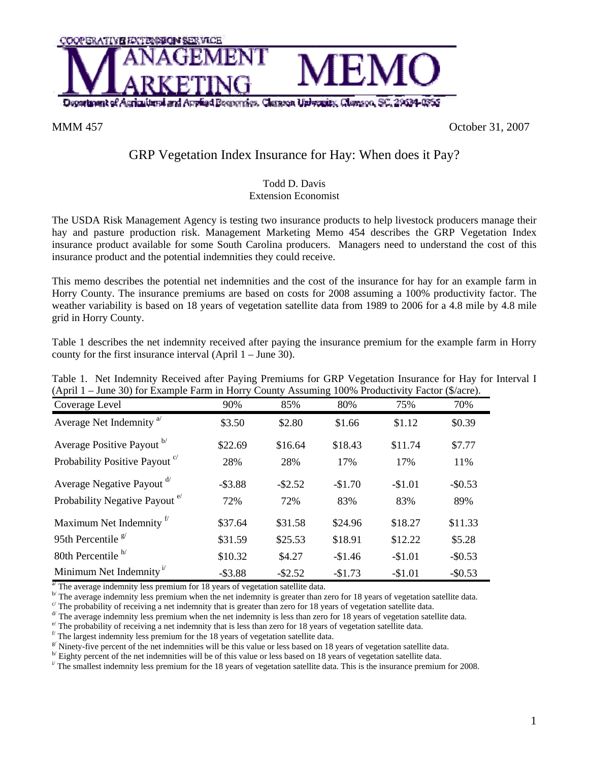COOPERATIVE EXTENSION SERVICE

# MANAGEMENT MARKETING MEMO

Department of Agricultural and Applied Economics, Clemson University, Clemson, SC, 29634-0355

MMM 457 October 31, 2007

## GRP Vegetation Index Insurance for Hay: When does it Pay?

Todd D. Davis
Extension Economist

The USDA Risk Management Agency is testing two insurance products to help livestock producers manage their hay and pasture production risk. Management Marketing Memo 454 describes the GRP Vegetation Index insurance product available for some South Carolina producers. Managers need to understand the cost of this insurance product and the potential indemnities they could receive.

This memo describes the potential net indemnities and the cost of the insurance for hay for an example farm in Horry County. The insurance premiums are based on costs for 2008 assuming a 100% productivity factor. The weather variability is based on 18 years of vegetation satellite data from 1989 to 2006 for a 4.8 mile by 4.8 mile grid in Horry County.

Table 1 describes the net indemnity received after paying the insurance premium for the example farm in Horry county for the first insurance interval (April 1 – June 30).

Table 1. Net Indemnity Received after Paying Premiums for GRP Vegetation Insurance for Hay for Interval I (April 1 – June 30) for Example Farm in Horry County Assuming 100% Productivity Factor ($/acre).

| Coverage Level | 90% | 85% | 80% | 75% | 70% |
|---|---|---|---|---|---|
| Average Net Indemnity [a] | $3.50 | $2.80 | $1.66 | $1.12 | $0.39 |
| Average Positive Payout [b] | $22.69 | $16.64 | $18.43 | $11.74 | $7.77 |
| Probability Positive Payout [c] | 28% | 28% | 17% | 17% | 11% |
| Average Negative Payout [d] | -$3.88 | -$2.52 | -$1.70 | -$1.01 | -$0.53 |
| Probability Negative Payout [e] | 72% | 72% | 83% | 83% | 89% |
| Maximum Net Indemnity [f] | $37.64 | $31.58 | $24.96 | $18.27 | $11.33 |
| 95th Percentile [g] | $31.59 | $25.53 | $18.91 | $12.22 | $5.28 |
| 80th Percentile [h] | $10.32 | $4.27 | -$1.46 | -$1.01 | -$0.53 |
| Minimum Net Indemnity [i] | -$3.88 | -$2.52 | -$1.73 | -$1.01 | -$0.53 |

[a] The average indemnity less premium for 18 years of vegetation satellite data.
[b] The average indemnity less premium when the net indemnity is greater than zero for 18 years of vegetation satellite data.
[c] The probability of receiving a net indemnity that is greater than zero for 18 years of vegetation satellite data.
[d] The average indemnity less premium when the net indemnity is less than zero for 18 years of vegetation satellite data.
[e] The probability of receiving a net indemnity that is less than zero for 18 years of vegetation satellite data.
[f] The largest indemnity less premium for the 18 years of vegetation satellite data.
[g] Ninety-five percent of the net indemnities will be this value or less based on 18 years of vegetation satellite data.
[h] Eighty percent of the net indemnities will be of this value or less based on 18 years of vegetation satellite data.
[i] The smallest indemnity less premium for the 18 years of vegetation satellite data. This is the insurance premium for 2008.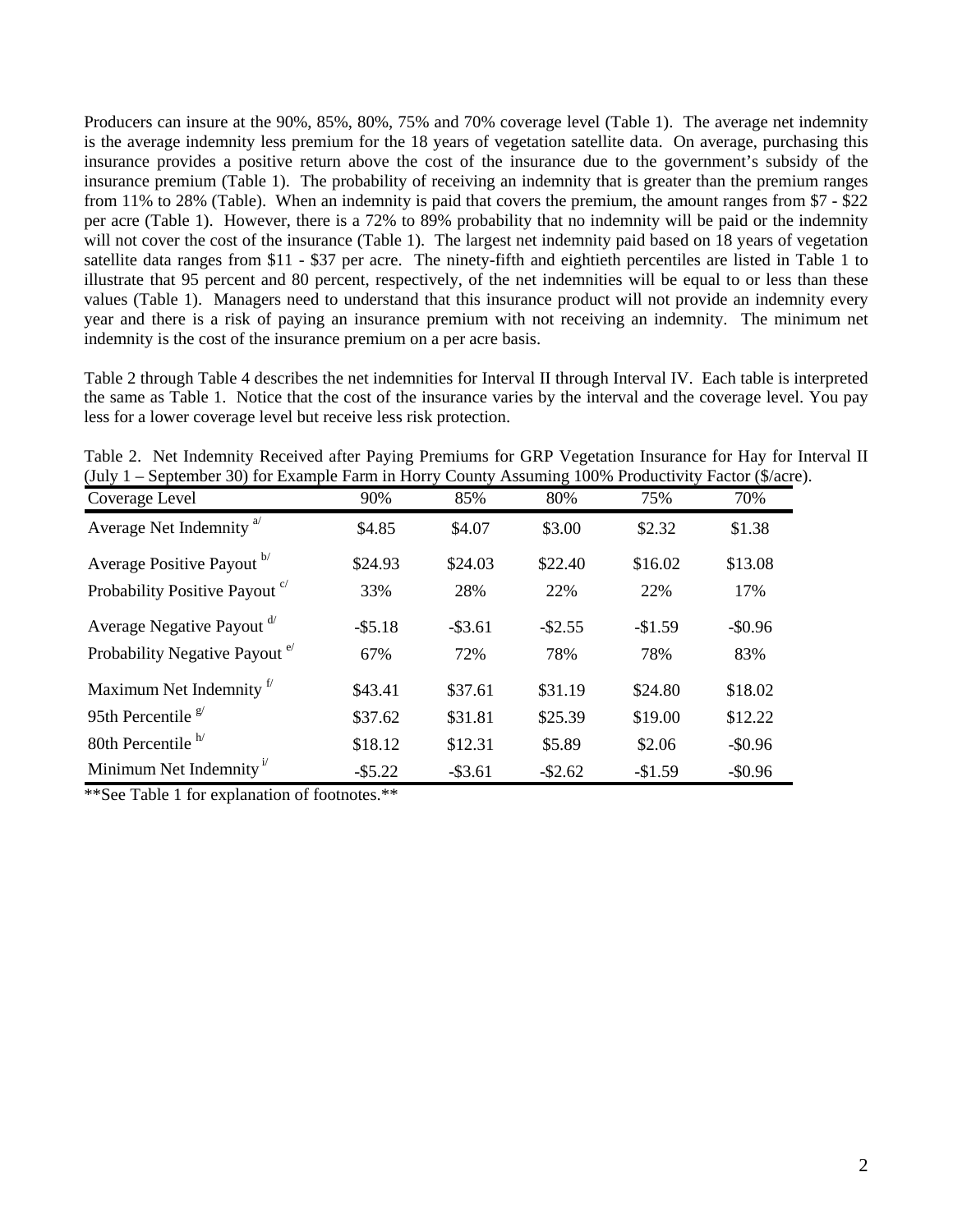Producers can insure at the 90%, 85%, 80%, 75% and 70% coverage level (Table 1). The average net indemnity is the average indemnity less premium for the 18 years of vegetation satellite data. On average, purchasing this insurance provides a positive return above the cost of the insurance due to the government's subsidy of the insurance premium (Table 1). The probability of receiving an indemnity that is greater than the premium ranges from 11% to 28% (Table). When an indemnity is paid that covers the premium, the amount ranges from \$7 - \$22 per acre (Table 1). However, there is a 72% to 89% probability that no indemnity will be paid or the indemnity will not cover the cost of the insurance (Table 1). The largest net indemnity paid based on 18 years of vegetation satellite data ranges from \$11 - \$37 per acre. The ninety-fifth and eightieth percentiles are listed in Table 1 to illustrate that 95 percent and 80 percent, respectively, of the net indemnities will be equal to or less than these values (Table 1). Managers need to understand that this insurance product will not provide an indemnity every year and there is a risk of paying an insurance premium with not receiving an indemnity. The minimum net indemnity is the cost of the insurance premium on a per acre basis.

Table 2 through Table 4 describes the net indemnities for Interval II through Interval IV. Each table is interpreted the same as Table 1. Notice that the cost of the insurance varies by the interval and the coverage level. You pay less for a lower coverage level but receive less risk protection.

Table 2. Net Indemnity Received after Paying Premiums for GRP Vegetation Insurance for Hay for Interval II (July 1 – September 30) for Example Farm in Horry County Assuming 100% Productivity Factor (\$/acre).

| Coverage Level | 90% | 85% | 80% | 75% | 70% |
|---|---|---|---|---|---|
| Average Net Indemnity [a/] | \$4.85 | \$4.07 | \$3.00 | \$2.32 | \$1.38 |
| Average Positive Payout [b/] | \$24.93 | \$24.03 | \$22.40 | \$16.02 | \$13.08 |
| Probability Positive Payout [c/] | 33% | 28% | 22% | 22% | 17% |
| Average Negative Payout [d/] | -\$5.18 | -\$3.61 | -\$2.55 | -\$1.59 | -\$0.96 |
| Probability Negative Payout [e/] | 67% | 72% | 78% | 78% | 83% |
| Maximum Net Indemnity [f/] | \$43.41 | \$37.61 | \$31.19 | \$24.80 | \$18.02 |
| 95th Percentile [g/] | \$37.62 | \$31.81 | \$25.39 | \$19.00 | \$12.22 |
| 80th Percentile [h/] | \$18.12 | \$12.31 | \$5.89 | \$2.06 | -\$0.96 |
| Minimum Net Indemnity [i/] | -\$5.22 | -\$3.61 | -\$2.62 | -\$1.59 | -\$0.96 |

**See Table 1 for explanation of footnotes.**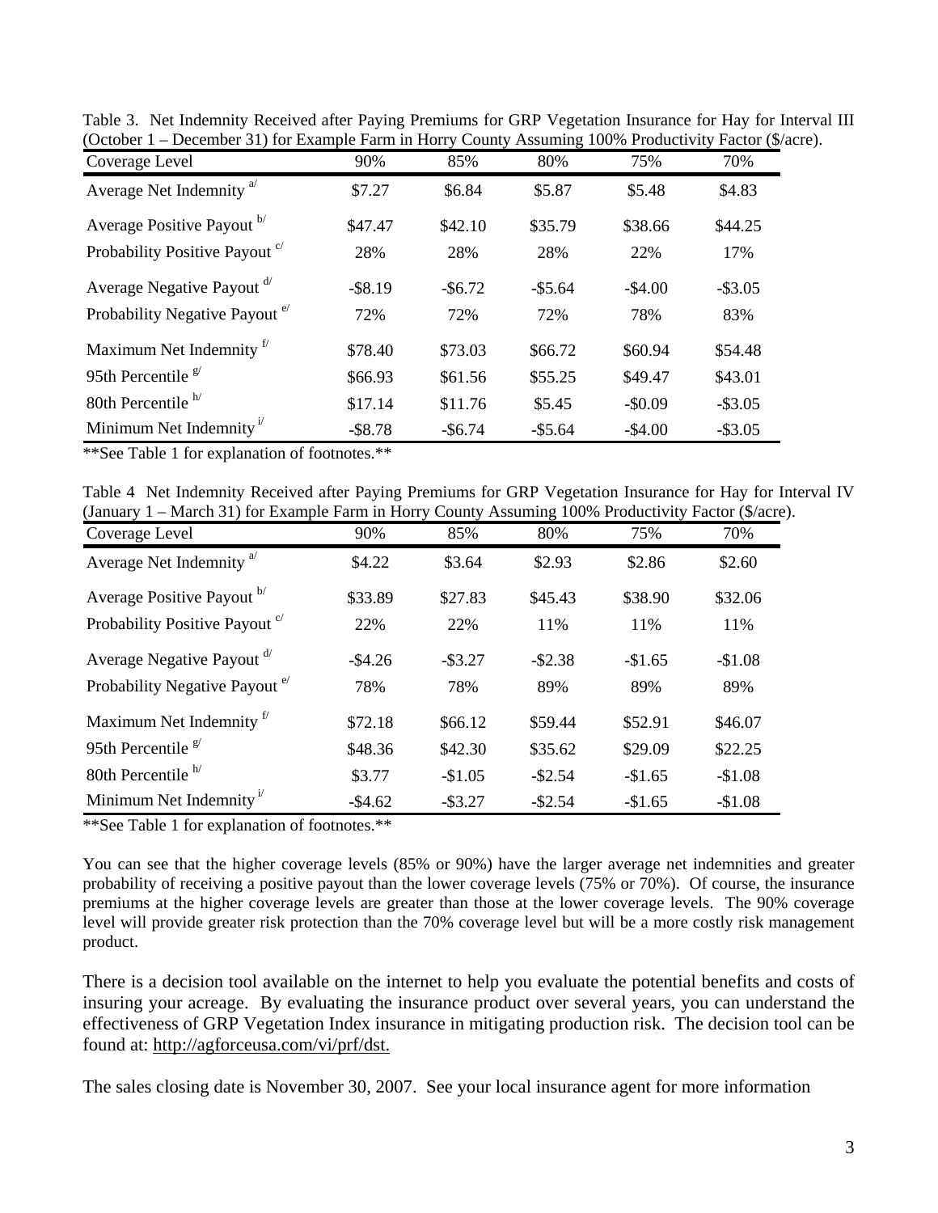Table 3. Net Indemnity Received after Paying Premiums for GRP Vegetation Insurance for Hay for Interval III (October 1 – December 31) for Example Farm in Horry County Assuming 100% Productivity Factor ($/acre).

| Coverage Level | 90% | 85% | 80% | 75% | 70% |
|---|---|---|---|---|---|
| Average Net Indemnity [a/] | $7.27 | $6.84 | $5.87 | $5.48 | $4.83 |
| Average Positive Payout [b/] | $47.47 | $42.10 | $35.79 | $38.66 | $44.25 |
| Probability Positive Payout [c/] | 28% | 28% | 28% | 22% | 17% |
| Average Negative Payout [d/] | -$8.19 | -$6.72 | -$5.64 | -$4.00 | -$3.05 |
| Probability Negative Payout [e/] | 72% | 72% | 72% | 78% | 83% |
| Maximum Net Indemnity [f/] | $78.40 | $73.03 | $66.72 | $60.94 | $54.48 |
| 95th Percentile [g/] | $66.93 | $61.56 | $55.25 | $49.47 | $43.01 |
| 80th Percentile [h/] | $17.14 | $11.76 | $5.45 | -$0.09 | -$3.05 |
| Minimum Net Indemnity [i/] | -$8.78 | -$6.74 | -$5.64 | -$4.00 | -$3.05 |

**See Table 1 for explanation of footnotes.**

Table 4 Net Indemnity Received after Paying Premiums for GRP Vegetation Insurance for Hay for Interval IV (January 1 – March 31) for Example Farm in Horry County Assuming 100% Productivity Factor ($/acre).

| Coverage Level | 90% | 85% | 80% | 75% | 70% |
|---|---|---|---|---|---|
| Average Net Indemnity [a/] | $4.22 | $3.64 | $2.93 | $2.86 | $2.60 |
| Average Positive Payout [b/] | $33.89 | $27.83 | $45.43 | $38.90 | $32.06 |
| Probability Positive Payout [c/] | 22% | 22% | 11% | 11% | 11% |
| Average Negative Payout [d/] | -$4.26 | -$3.27 | -$2.38 | -$1.65 | -$1.08 |
| Probability Negative Payout [e/] | 78% | 78% | 89% | 89% | 89% |
| Maximum Net Indemnity [f/] | $72.18 | $66.12 | $59.44 | $52.91 | $46.07 |
| 95th Percentile [g/] | $48.36 | $42.30 | $35.62 | $29.09 | $22.25 |
| 80th Percentile [h/] | $3.77 | -$1.05 | -$2.54 | -$1.65 | -$1.08 |
| Minimum Net Indemnity [i/] | -$4.62 | -$3.27 | -$2.54 | -$1.65 | -$1.08 |

**See Table 1 for explanation of footnotes.**

You can see that the higher coverage levels (85% or 90%) have the larger average net indemnities and greater probability of receiving a positive payout than the lower coverage levels (75% or 70%). Of course, the insurance premiums at the higher coverage levels are greater than those at the lower coverage levels. The 90% coverage level will provide greater risk protection than the 70% coverage level but will be a more costly risk management product.

There is a decision tool available on the internet to help you evaluate the potential benefits and costs of insuring your acreage. By evaluating the insurance product over several years, you can understand the effectiveness of GRP Vegetation Index insurance in mitigating production risk. The decision tool can be found at: http://agforceusa.com/vi/prf/dst.

The sales closing date is November 30, 2007. See your local insurance agent for more information